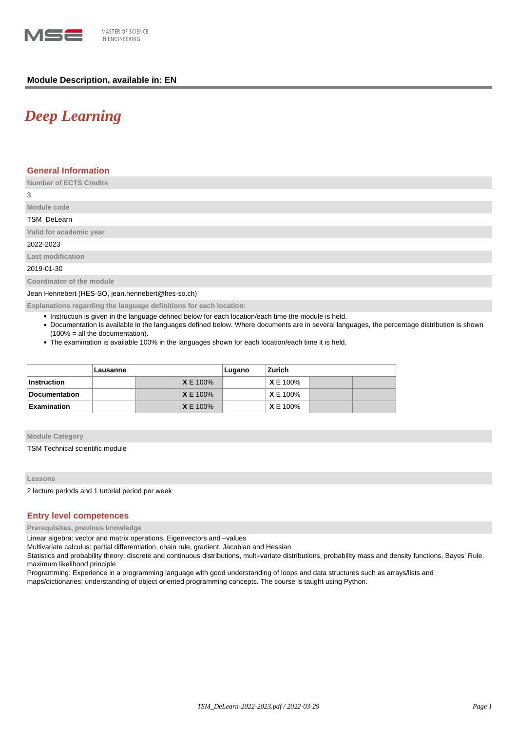MASTER OF SCIENCE IN ENGINEERING

**Module Description, available in: EN**

# *Deep Learning*

## General Information

**Number of ECTS Credits**

3

**Module code**

TSM_DeLearn

**Valid for academic year**

2022-2023

**Last modification**

2019-01-30

**Coordinator of the module**

Jean Hennebert (HES-SO, jean.hennebert@hes-so.ch)

**Explanations regarding the language definitions for each location:**

- Instruction is given in the language defined below for each location/each time the module is held.
- Documentation is available in the languages defined below. Where documents are in several languages, the percentage distribution is shown (100% = all the documentation).
- The examination is available 100% in the languages shown for each location/each time it is held.

| | Lausanne | | | Lugano | Zurich | | |
|---|---|---|---|---|---|---|---|
| **Instruction** | | | **X** E 100% | | **X** E 100% | | |
| **Documentation** | | | **X** E 100% | | **X** E 100% | | |
| **Examination** | | | **X** E 100% | | **X** E 100% | | |

**Module Category**

TSM Technical scientific module

**Lessons**

2 lecture periods and 1 tutorial period per week

## Entry level competences

**Prerequisites, previous knowledge**

Linear algebra: vector and matrix operations, Eigenvectors and –values
Multivariate calculus: partial differentiation, chain rule, gradient, Jacobian and Hessian
Statistics and probability theory: discrete and continuous distributions, multi-variate distributions, probability mass and density functions, Bayes' Rule, maximum likelihood principle
Programming: Experience in a programming language with good understanding of loops and data structures such as arrays/lists and maps/dictionaries; understanding of object oriented programming concepts. The course is taught using Python.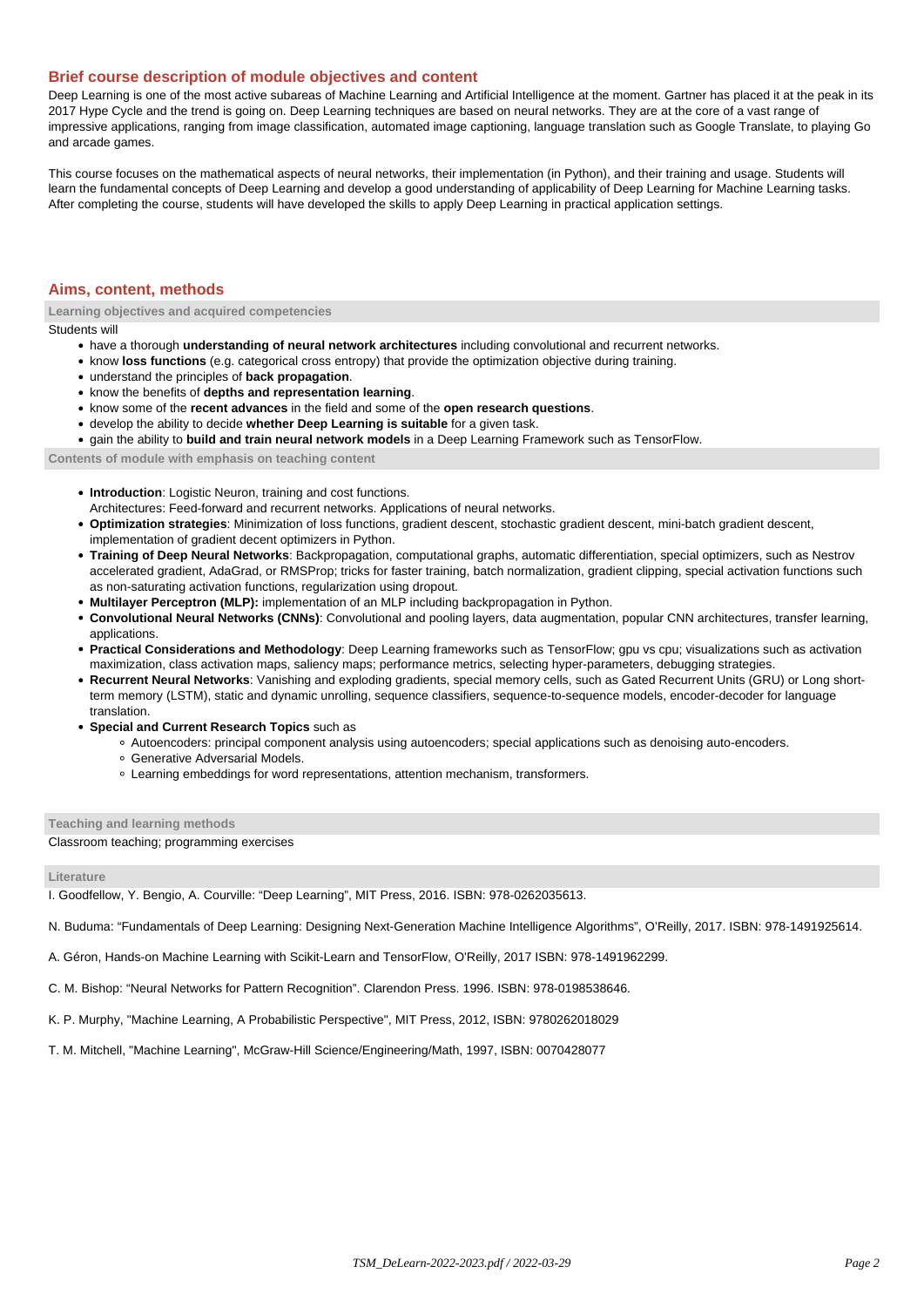## Brief course description of module objectives and content

Deep Learning is one of the most active subareas of Machine Learning and Artificial Intelligence at the moment. Gartner has placed it at the peak in its 2017 Hype Cycle and the trend is going on. Deep Learning techniques are based on neural networks. They are at the core of a vast range of impressive applications, ranging from image classification, automated image captioning, language translation such as Google Translate, to playing Go and arcade games.

This course focuses on the mathematical aspects of neural networks, their implementation (in Python), and their training and usage. Students will learn the fundamental concepts of Deep Learning and develop a good understanding of applicability of Deep Learning for Machine Learning tasks. After completing the course, students will have developed the skills to apply Deep Learning in practical application settings.

## Aims, content, methods

### Learning objectives and acquired competencies

Students will

- have a thorough **understanding of neural network architectures** including convolutional and recurrent networks.
- know **loss functions** (e.g. categorical cross entropy) that provide the optimization objective during training.
- understand the principles of **back propagation**.
- know the benefits of **depths and representation learning**.
- know some of the **recent advances** in the field and some of the **open research questions**.
- develop the ability to decide **whether Deep Learning is suitable** for a given task.
- gain the ability to **build and train neural network models** in a Deep Learning Framework such as TensorFlow.

### Contents of module with emphasis on teaching content

- **Introduction**: Logistic Neuron, training and cost functions.
  Architectures: Feed-forward and recurrent networks. Applications of neural networks.
- **Optimization strategies**: Minimization of loss functions, gradient descent, stochastic gradient descent, mini-batch gradient descent, implementation of gradient decent optimizers in Python.
- **Training of Deep Neural Networks**: Backpropagation, computational graphs, automatic differentiation, special optimizers, such as Nestrov accelerated gradient, AdaGrad, or RMSProp; tricks for faster training, batch normalization, gradient clipping, special activation functions such as non-saturating activation functions, regularization using dropout.
- **Multilayer Perceptron (MLP):** implementation of an MLP including backpropagation in Python.
- **Convolutional Neural Networks (CNNs)**: Convolutional and pooling layers, data augmentation, popular CNN architectures, transfer learning, applications.
- **Practical Considerations and Methodology**: Deep Learning frameworks such as TensorFlow; gpu vs cpu; visualizations such as activation maximization, class activation maps, saliency maps; performance metrics, selecting hyper-parameters, debugging strategies.
- **Recurrent Neural Networks**: Vanishing and exploding gradients, special memory cells, such as Gated Recurrent Units (GRU) or Long short-term memory (LSTM), static and dynamic unrolling, sequence classifiers, sequence-to-sequence models, encoder-decoder for language translation.
- **Special and Current Research Topics** such as
  - Autoencoders: principal component analysis using autoencoders; special applications such as denoising auto-encoders.
  - Generative Adversarial Models.
  - Learning embeddings for word representations, attention mechanism, transformers.

### Teaching and learning methods

Classroom teaching; programming exercises

### Literature

I. Goodfellow, Y. Bengio, A. Courville: “Deep Learning”, MIT Press, 2016. ISBN: 978-0262035613.

N. Buduma: “Fundamentals of Deep Learning: Designing Next-Generation Machine Intelligence Algorithms”, O’Reilly, 2017. ISBN: 978-1491925614.

A. Géron, Hands-on Machine Learning with Scikit-Learn and TensorFlow, O'Reilly, 2017 ISBN: 978-1491962299.

C. M. Bishop: “Neural Networks for Pattern Recognition”. Clarendon Press. 1996. ISBN: 978-0198538646.

K. P. Murphy, "Machine Learning, A Probabilistic Perspective", MIT Press, 2012, ISBN: 9780262018029

T. M. Mitchell, "Machine Learning", McGraw-Hill Science/Engineering/Math, 1997, ISBN: 0070428077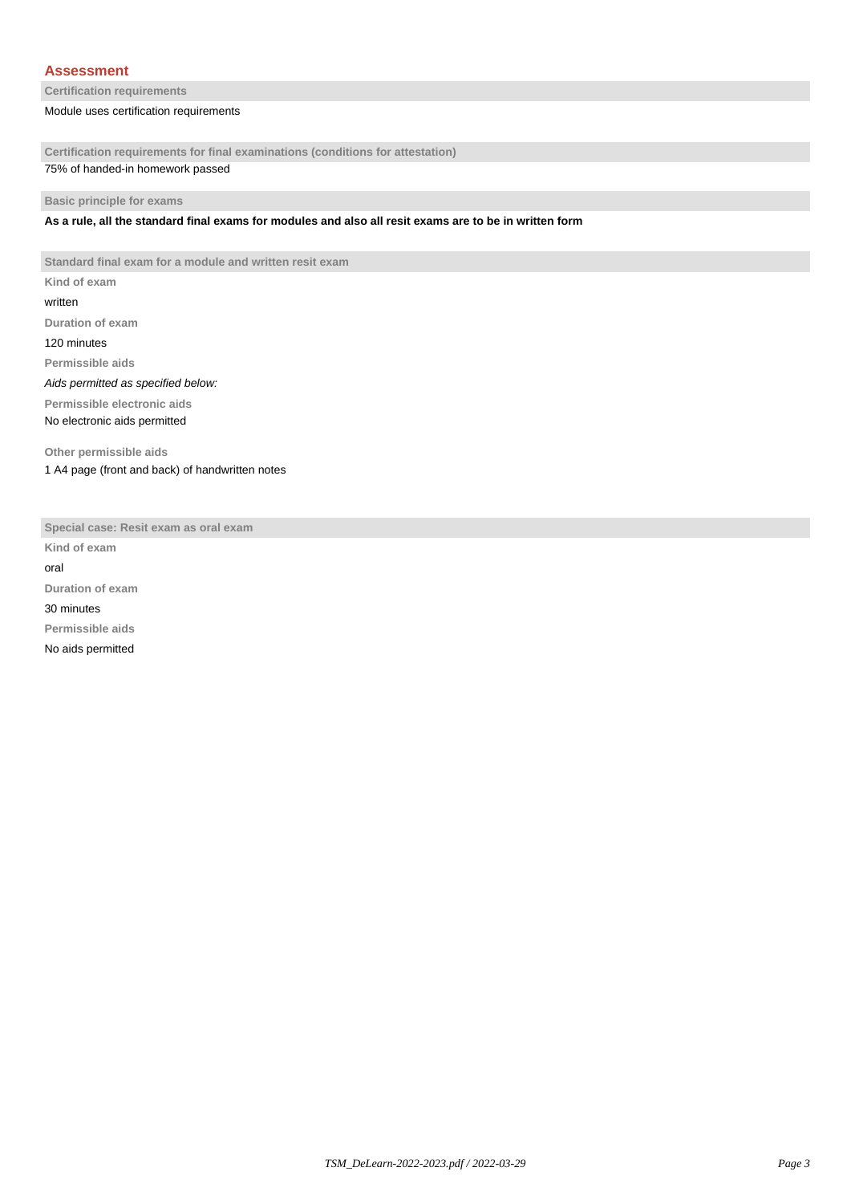## Assessment

### Certification requirements

Module uses certification requirements

### Certification requirements for final examinations (conditions for attestation)

75% of handed-in homework passed

### Basic principle for exams

**As a rule, all the standard final exams for modules and also all resit exams are to be in written form**

### Standard final exam for a module and written resit exam

**Kind of exam**

written

**Duration of exam**

120 minutes

**Permissible aids**

*Aids permitted as specified below:*

**Permissible electronic aids**

No electronic aids permitted

**Other permissible aids**

1 A4 page (front and back) of handwritten notes

### Special case: Resit exam as oral exam

**Kind of exam**

oral

**Duration of exam**

30 minutes

**Permissible aids**

No aids permitted